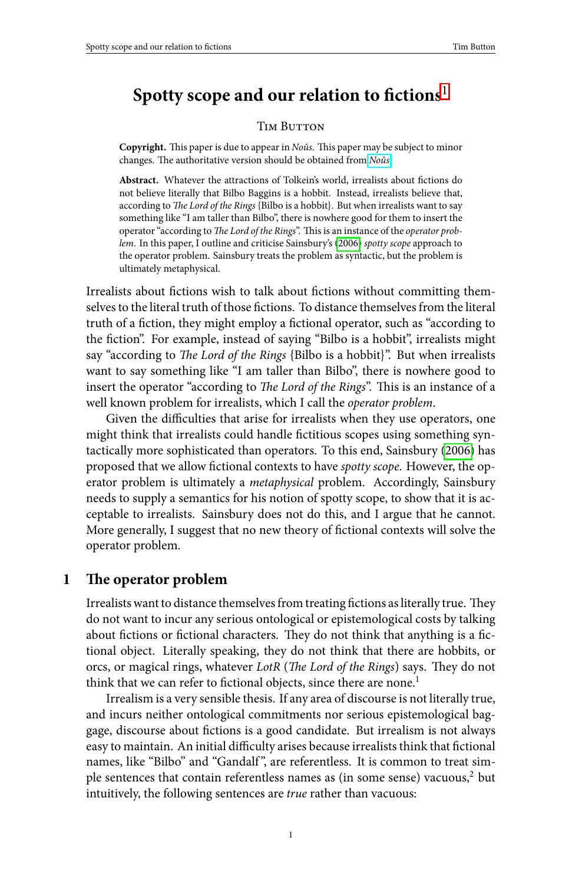# Spotty scope and our relation to fictions[1]

Tim Button

**Copyright.** This paper is due to appear in *Noûs*. This paper may be subject to minor changes. The authoritative version should be obtained from *Noûs*.

**Abstract.** Whatever the attractions of Tolkein's world, irrealists about fictions do not believe literally that Bilbo Baggins is a hobbit. Instead, irrealists believe that, according to *The Lord of the Rings* {Bilbo is a hobbit}. But when irrealists want to say something like "I am taller than Bilbo", there is nowhere good for them to insert the operator "according to *The Lord of the Rings*". This is an instance of the *operator problem*. In this paper, I outline and criticise Sainsbury's (2006) *spotty scope* approach to the operator problem. Sainsbury treats the problem as syntactic, but the problem is ultimately metaphysical.

Irrealists about fictions wish to talk about fictions without committing themselves to the literal truth of those fictions. To distance themselves from the literal truth of a fiction, they might employ a fictional operator, such as "according to the fiction". For example, instead of saying "Bilbo is a hobbit", irrealists might say "according to *The Lord of the Rings* {Bilbo is a hobbit}". But when irrealists want to say something like "I am taller than Bilbo", there is nowhere good to insert the operator "according to *The Lord of the Rings*". This is an instance of a well known problem for irrealists, which I call the *operator problem*.

Given the difficulties that arise for irrealists when they use operators, one might think that irrealists could handle fictitious scopes using something syntactically more sophisticated than operators. To this end, Sainsbury (2006) has proposed that we allow fictional contexts to have *spotty scope*. However, the operator problem is ultimately a *metaphysical* problem. Accordingly, Sainsbury needs to supply a semantics for his notion of spotty scope, to show that it is acceptable to irrealists. Sainsbury does not do this, and I argue that he cannot. More generally, I suggest that no new theory of fictional contexts will solve the operator problem.

## 1 The operator problem

Irrealists want to distance themselves from treating fictions as literally true. They do not want to incur any serious ontological or epistemological costs by talking about fictions or fictional characters. They do not think that anything is a fictional object. Literally speaking, they do not think that there are hobbits, or orcs, or magical rings, whatever *LotR* (*The Lord of the Rings*) says. They do not think that we can refer to fictional objects, since there are none.[1]

Irrealism is a very sensible thesis. If any area of discourse is not literally true, and incurs neither ontological commitments nor serious epistemological baggage, discourse about fictions is a good candidate. But irrealism is not always easy to maintain. An initial difficulty arises because irrealists think that fictional names, like "Bilbo" and "Gandalf", are referentless. It is common to treat simple sentences that contain referentless names as (in some sense) vacuous,[2] but intuitively, the following sentences are *true* rather than vacuous: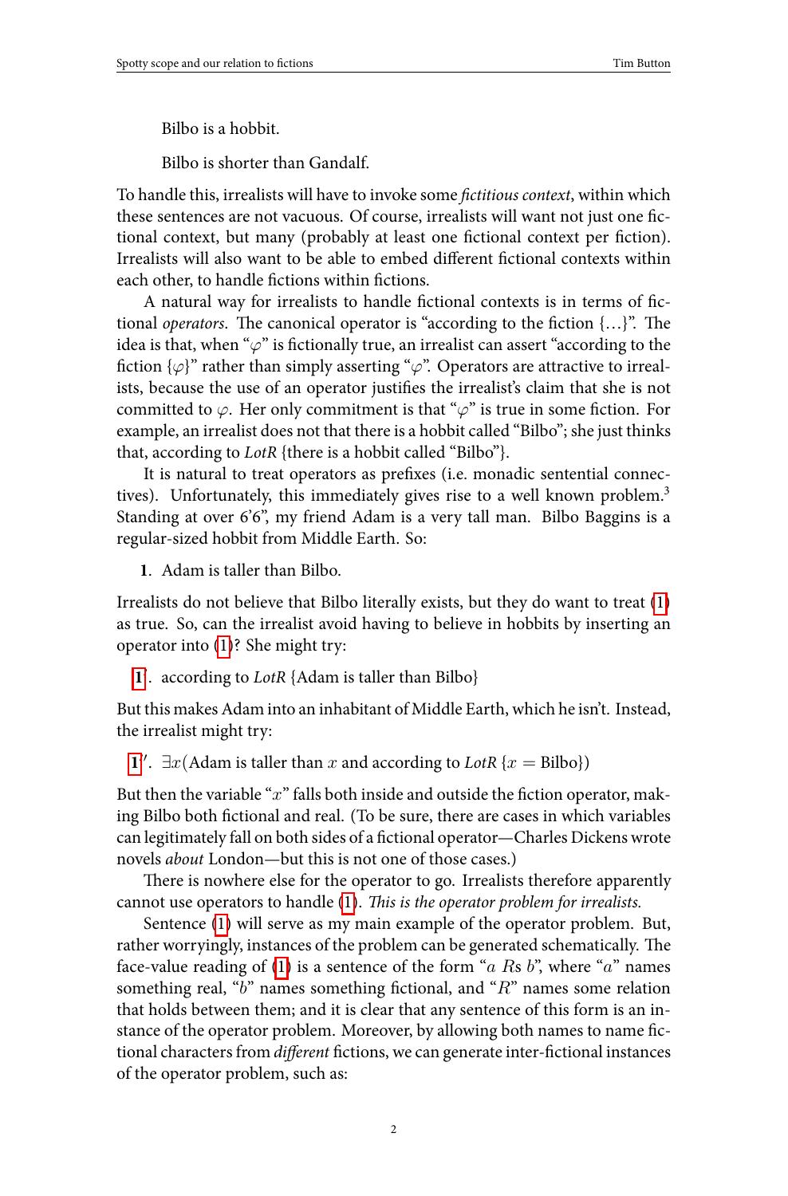Bilbo is a hobbit.

Bilbo is shorter than Gandalf.

To handle this, irrealists will have to invoke some *fictitious context*, within which these sentences are not vacuous. Of course, irrealists will want not just one fictional context, but many (probably at least one fictional context per fiction). Irrealists will also want to be able to embed different fictional contexts within each other, to handle fictions within fictions.

A natural way for irrealists to handle fictional contexts is in terms of fictional *operators*. The canonical operator is "according to the fiction {…}". The idea is that, when "$\varphi$" is fictionally true, an irrealist can assert "according to the fiction {$\varphi$}" rather than simply asserting "$\varphi$". Operators are attractive to irrealists, because the use of an operator justifies the irrealist's claim that she is not committed to $\varphi$. Her only commitment is that "$\varphi$" is true in some fiction. For example, an irrealist does not that there is a hobbit called "Bilbo"; she just thinks that, according to *LotR* {there is a hobbit called "Bilbo"}.

It is natural to treat operators as prefixes (i.e. monadic sentential connectives). Unfortunately, this immediately gives rise to a well known problem.[3] Standing at over 6'6", my friend Adam is a very tall man. Bilbo Baggins is a regular-sized hobbit from Middle Earth. So:

**1**. Adam is taller than Bilbo.

Irrealists do not believe that Bilbo literally exists, but they do want to treat (1) as true. So, can the irrealist avoid having to believe in hobbits by inserting an operator into (1)? She might try:

**1**′. according to *LotR* {Adam is taller than Bilbo}

But this makes Adam into an inhabitant of Middle Earth, which he isn't. Instead, the irrealist might try:

**1**″. $\exists x$(Adam is taller than $x$ and according to *LotR* {$x =$ Bilbo})

But then the variable "$x$" falls both inside and outside the fiction operator, making Bilbo both fictional and real. (To be sure, there are cases in which variables can legitimately fall on both sides of a fictional operator—Charles Dickens wrote novels *about* London—but this is not one of those cases.)

There is nowhere else for the operator to go. Irrealists therefore apparently cannot use operators to handle (1). *This is the operator problem for irrealists.*

Sentence (1) will serve as my main example of the operator problem. But, rather worryingly, instances of the problem can be generated schematically. The face-value reading of (1) is a sentence of the form "$a$ $R$s $b$", where "$a$" names something real, "$b$" names something fictional, and "$R$" names some relation that holds between them; and it is clear that any sentence of this form is an instance of the operator problem. Moreover, by allowing both names to name fictional characters from *different* fictions, we can generate inter-fictional instances of the operator problem, such as: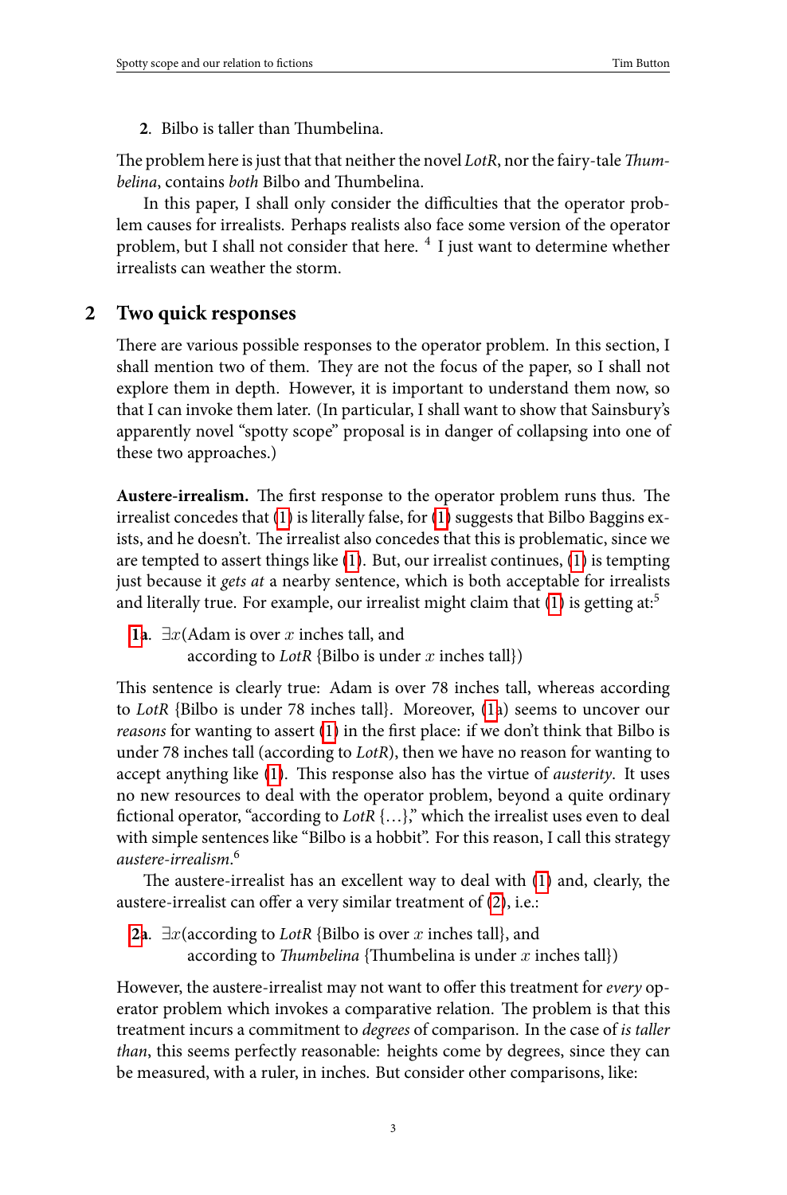2. Bilbo is taller than Thumbelina.

The problem here is just that that neither the novel *LotR*, nor the fairy-tale *Thumbelina*, contains *both* Bilbo and Thumbelina.

In this paper, I shall only consider the difficulties that the operator problem causes for irrealists. Perhaps realists also face some version of the operator problem, but I shall not consider that here. [4] I just want to determine whether irrealists can weather the storm.

## 2 Two quick responses

There are various possible responses to the operator problem. In this section, I shall mention two of them. They are not the focus of the paper, so I shall not explore them in depth. However, it is important to understand them now, so that I can invoke them later. (In particular, I shall want to show that Sainsbury's apparently novel "spotty scope" proposal is in danger of collapsing into one of these two approaches.)

**Austere-irrealism.** The first response to the operator problem runs thus. The irrealist concedes that (1) is literally false, for (1) suggests that Bilbo Baggins exists, and he doesn't. The irrealist also concedes that this is problematic, since we are tempted to assert things like (1). But, our irrealist continues, (1) is tempting just because it *gets at* a nearby sentence, which is both acceptable for irrealists and literally true. For example, our irrealist might claim that (1) is getting at:[5]

1a. $\exists x$(Adam is over $x$ inches tall, and
according to *LotR* {Bilbo is under $x$ inches tall})

This sentence is clearly true: Adam is over 78 inches tall, whereas according to *LotR* {Bilbo is under 78 inches tall}. Moreover, (1a) seems to uncover our *reasons* for wanting to assert (1) in the first place: if we don't think that Bilbo is under 78 inches tall (according to *LotR*), then we have no reason for wanting to accept anything like (1). This response also has the virtue of *austerity*. It uses no new resources to deal with the operator problem, beyond a quite ordinary fictional operator, "according to *LotR* {…}," which the irrealist uses even to deal with simple sentences like "Bilbo is a hobbit". For this reason, I call this strategy *austere-irrealism*.[6]

The austere-irrealist has an excellent way to deal with (1) and, clearly, the austere-irrealist can offer a very similar treatment of (2), i.e.:

2a. $\exists x$(according to *LotR* {Bilbo is over $x$ inches tall}, and
according to *Thumbelina* {Thumbelina is under $x$ inches tall})

However, the austere-irrealist may not want to offer this treatment for *every* operator problem which invokes a comparative relation. The problem is that this treatment incurs a commitment to *degrees* of comparison. In the case of *is taller than*, this seems perfectly reasonable: heights come by degrees, since they can be measured, with a ruler, in inches. But consider other comparisons, like: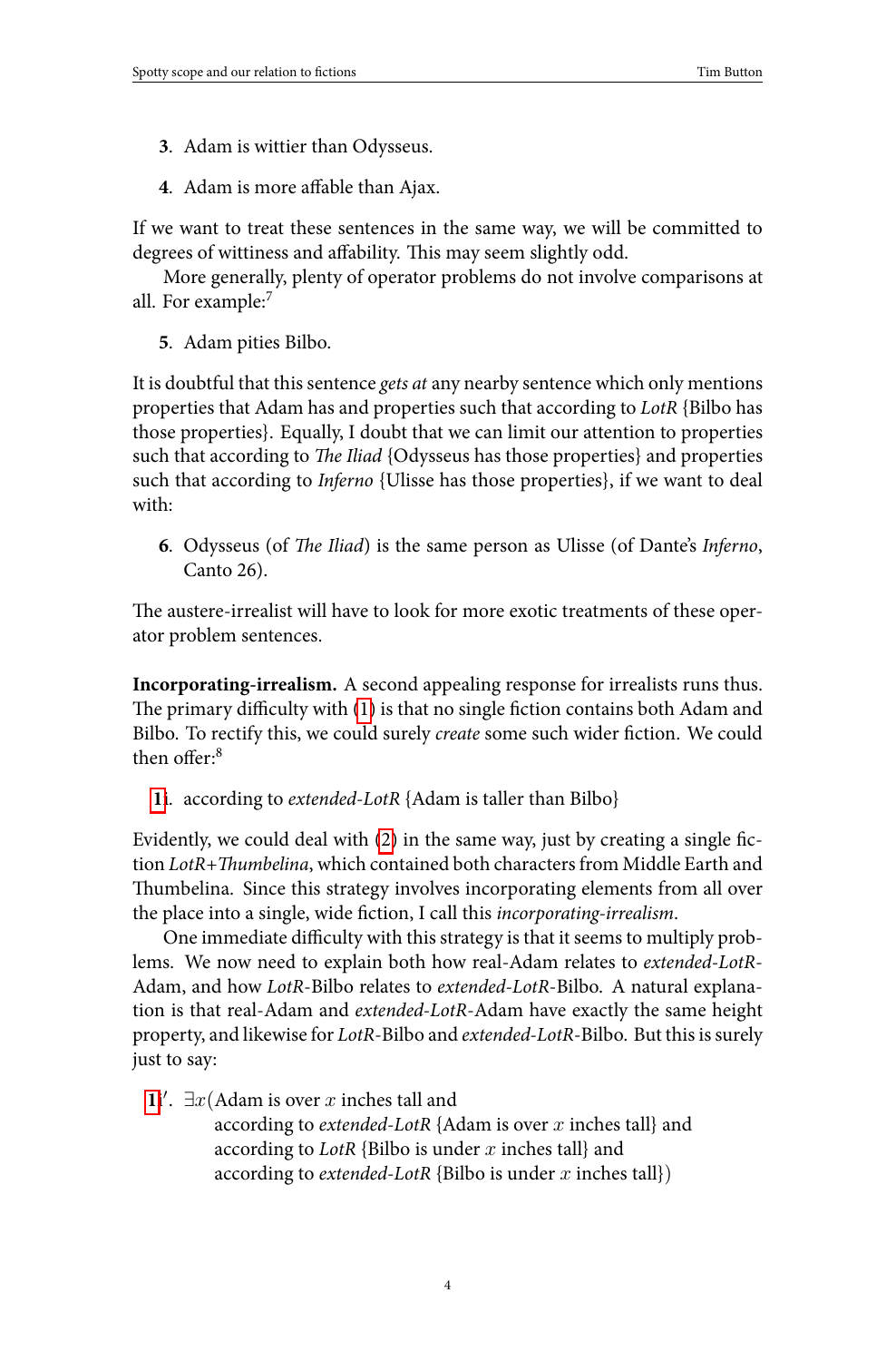3. Adam is wittier than Odysseus.

4. Adam is more affable than Ajax.

If we want to treat these sentences in the same way, we will be committed to degrees of wittiness and affability. This may seem slightly odd.

More generally, plenty of operator problems do not involve comparisons at all. For example:[7]

5. Adam pities Bilbo.

It is doubtful that this sentence *gets at* any nearby sentence which only mentions properties that Adam has and properties such that according to *LotR* {Bilbo has those properties}. Equally, I doubt that we can limit our attention to properties such that according to *The Iliad* {Odysseus has those properties} and properties such that according to *Inferno* {Ulisse has those properties}, if we want to deal with:

6. Odysseus (of *The Iliad*) is the same person as Ulisse (of Dante's *Inferno*, Canto 26).

The austere-irrealist will have to look for more exotic treatments of these operator problem sentences.

**Incorporating-irrealism.** A second appealing response for irrealists runs thus. The primary difficulty with (1) is that no single fiction contains both Adam and Bilbo. To rectify this, we could surely *create* some such wider fiction. We could then offer:[8]

1i. according to *extended-LotR* {Adam is taller than Bilbo}

Evidently, we could deal with (2) in the same way, just by creating a single fiction *LotR+Thumbelina*, which contained both characters from Middle Earth and Thumbelina. Since this strategy involves incorporating elements from all over the place into a single, wide fiction, I call this *incorporating-irrealism*.

One immediate difficulty with this strategy is that it seems to multiply problems. We now need to explain both how real-Adam relates to *extended-LotR*-Adam, and how *LotR*-Bilbo relates to *extended-LotR*-Bilbo. A natural explanation is that real-Adam and *extended-LotR*-Adam have exactly the same height property, and likewise for *LotR*-Bilbo and *extended-LotR*-Bilbo. But this is surely just to say:

1i′. $\exists x$(Adam is over $x$ inches tall and
according to *extended-LotR* {Adam is over $x$ inches tall} and
according to *LotR* {Bilbo is under $x$ inches tall} and
according to *extended-LotR* {Bilbo is under $x$ inches tall})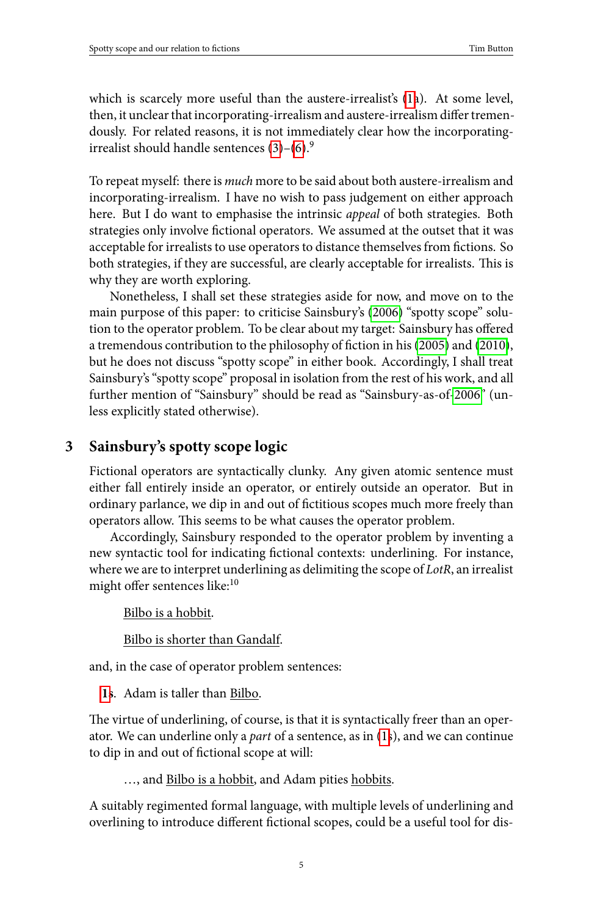which is scarcely more useful than the austere-irrealist's (1a). At some level, then, it unclear that incorporating-irrealism and austere-irrealism differ tremendously. For related reasons, it is not immediately clear how the incorporating-irrealist should handle sentences (3)–(6).[9]

To repeat myself: there is *much* more to be said about both austere-irrealism and incorporating-irrealism. I have no wish to pass judgement on either approach here. But I do want to emphasise the intrinsic *appeal* of both strategies. Both strategies only involve fictional operators. We assumed at the outset that it was acceptable for irrealists to use operators to distance themselves from fictions. So both strategies, if they are successful, are clearly acceptable for irrealists. This is why they are worth exploring.

Nonetheless, I shall set these strategies aside for now, and move on to the main purpose of this paper: to criticise Sainsbury's (2006) "spotty scope" solution to the operator problem. To be clear about my target: Sainsbury has offered a tremendous contribution to the philosophy of fiction in his (2005) and (2010), but he does not discuss "spotty scope" in either book. Accordingly, I shall treat Sainsbury's "spotty scope" proposal in isolation from the rest of his work, and all further mention of "Sainsbury" should be read as "Sainsbury-as-of-2006" (unless explicitly stated otherwise).

## 3 Sainsbury's spotty scope logic

Fictional operators are syntactically clunky. Any given atomic sentence must either fall entirely inside an operator, or entirely outside an operator. But in ordinary parlance, we dip in and out of fictitious scopes much more freely than operators allow. This seems to be what causes the operator problem.

Accordingly, Sainsbury responded to the operator problem by inventing a new syntactic tool for indicating fictional contexts: underlining. For instance, where we are to interpret underlining as delimiting the scope of *LotR*, an irrealist might offer sentences like:[10]

> <u>Bilbo is a hobbit</u>.
>
> <u>Bilbo is shorter than Gandalf</u>.

and, in the case of operator problem sentences:

> **1**s. Adam is taller than <u>Bilbo</u>.

The virtue of underlining, of course, is that it is syntactically freer than an operator. We can underline only a *part* of a sentence, as in (1s), and we can continue to dip in and out of fictional scope at will:

> …, and <u>Bilbo is a hobbit</u>, and Adam pities <u>hobbits</u>.

A suitably regimented formal language, with multiple levels of underlining and overlining to introduce different fictional scopes, could be a useful tool for dis-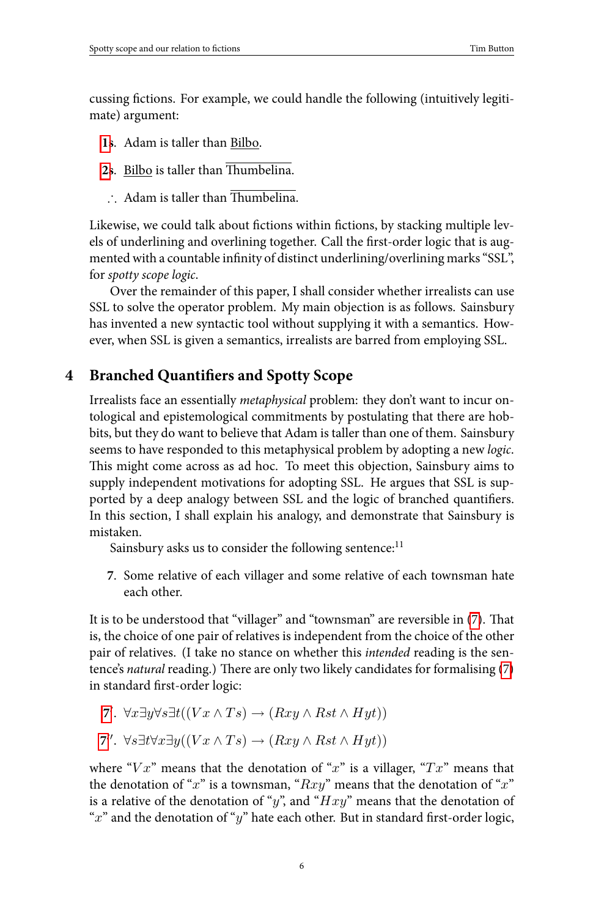cussing fictions. For example, we could handle the following (intuitively legitimate) argument:

1s. Adam is taller than <u>Bilbo</u>.

2s. <u>Bilbo</u> is taller than $\overline{\text{Thumbelina}}$.

∴ Adam is taller than $\overline{\text{Thumbelina}}$.

Likewise, we could talk about fictions within fictions, by stacking multiple levels of underlining and overlining together. Call the first-order logic that is augmented with a countable infinity of distinct underlining/overlining marks "SSL", for *spotty scope logic*.

Over the remainder of this paper, I shall consider whether irrealists can use SSL to solve the operator problem. My main objection is as follows. Sainsbury has invented a new syntactic tool without supplying it with a semantics. However, when SSL is given a semantics, irrealists are barred from employing SSL.

## 4 Branched Quantifiers and Spotty Scope

Irrealists face an essentially *metaphysical* problem: they don't want to incur ontological and epistemological commitments by postulating that there are hobbits, but they do want to believe that Adam is taller than one of them. Sainsbury seems to have responded to this metaphysical problem by adopting a new *logic*. This might come across as ad hoc. To meet this objection, Sainsbury aims to supply independent motivations for adopting SSL. He argues that SSL is supported by a deep analogy between SSL and the logic of branched quantifiers. In this section, I shall explain his analogy, and demonstrate that Sainsbury is mistaken.

Sainsbury asks us to consider the following sentence:[11]

**7**. Some relative of each villager and some relative of each townsman hate each other.

It is to be understood that "villager" and "townsman" are reversible in (7). That is, the choice of one pair of relatives is independent from the choice of the other pair of relatives. (I take no stance on whether this *intended* reading is the sentence's *natural* reading.) There are only two likely candidates for formalising (7) in standard first-order logic:

7′. $\forall x \exists y \forall s \exists t ((Vx \wedge Ts) \rightarrow (Rxy \wedge Rst \wedge Hyt))$

7″. $\forall s \exists t \forall x \exists y ((Vx \wedge Ts) \rightarrow (Rxy \wedge Rst \wedge Hyt))$

where "$Vx$" means that the denotation of "$x$" is a villager, "$Tx$" means that the denotation of "$x$" is a townsman, "$Rxy$" means that the denotation of "$x$" is a relative of the denotation of "$y$", and "$Hxy$" means that the denotation of "$x$" and the denotation of "$y$" hate each other. But in standard first-order logic,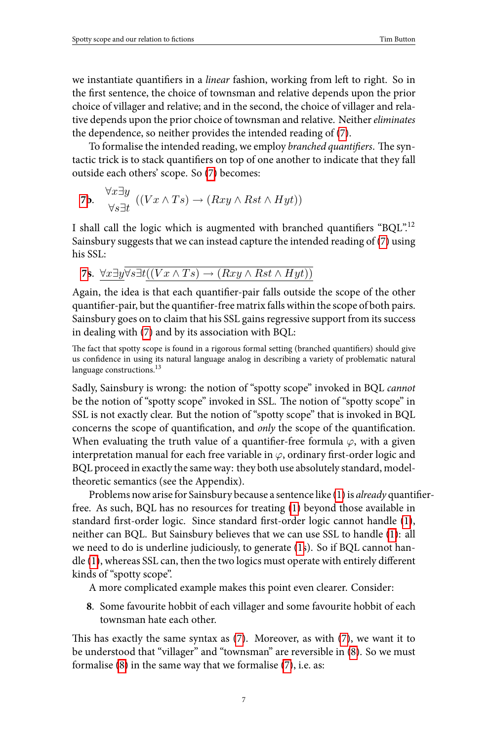we instantiate quantifiers in a *linear* fashion, working from left to right. So in the first sentence, the choice of townsman and relative depends upon the prior choice of villager and relative; and in the second, the choice of villager and relative depends upon the prior choice of townsman and relative. Neither *eliminates* the dependence, so neither provides the intended reading of (7).

To formalise the intended reading, we employ *branched quantifiers*. The syntactic trick is to stack quantifiers on top of one another to indicate that they fall outside each others' scope. So (7) becomes:

**7b**. $\begin{matrix} \forall x \exists y \\ \forall s \exists t \end{matrix} \; ((Vx \land Ts) \rightarrow (Rxy \land Rst \land Hyt))$

I shall call the logic which is augmented with branched quantifiers "BQL".[12] Sainsbury suggests that we can instead capture the intended reading of (7) using his SSL:

**7s**. $\underline{\forall x \exists y \overline{\forall s \exists t ((Vx \land Ts) \rightarrow (Rxy \land Rst \land Hyt))}}$

Again, the idea is that each quantifier-pair falls outside the scope of the other quantifier-pair, but the quantifier-free matrix falls within the scope of both pairs. Sainsbury goes on to claim that his SSL gains regressive support from its success in dealing with (7) and by its association with BQL:

> The fact that spotty scope is found in a rigorous formal setting (branched quantifiers) should give us confidence in using its natural language analog in describing a variety of problematic natural language constructions.[13]

Sadly, Sainsbury is wrong: the notion of "spotty scope" invoked in BQL *cannot* be the notion of "spotty scope" invoked in SSL. The notion of "spotty scope" in SSL is not exactly clear. But the notion of "spotty scope" that is invoked in BQL concerns the scope of quantification, and *only* the scope of the quantification. When evaluating the truth value of a quantifier-free formula $\varphi$, with a given interpretation manual for each free variable in $\varphi$, ordinary first-order logic and BQL proceed in exactly the same way: they both use absolutely standard, model-theoretic semantics (see the Appendix).

Problems now arise for Sainsbury because a sentence like (1) is *already* quantifier-free. As such, BQL has no resources for treating (1) beyond those available in standard first-order logic. Since standard first-order logic cannot handle (1), neither can BQL. But Sainsbury believes that we can use SSL to handle (1): all we need to do is underline judiciously, to generate (1s). So if BQL cannot handle (1), whereas SSL can, then the two logics must operate with entirely different kinds of "spotty scope".

A more complicated example makes this point even clearer. Consider:

**8**. Some favourite hobbit of each villager and some favourite hobbit of each townsman hate each other.

This has exactly the same syntax as (7). Moreover, as with (7), we want it to be understood that "villager" and "townsman" are reversible in (8). So we must formalise (8) in the same way that we formalise (7), i.e. as: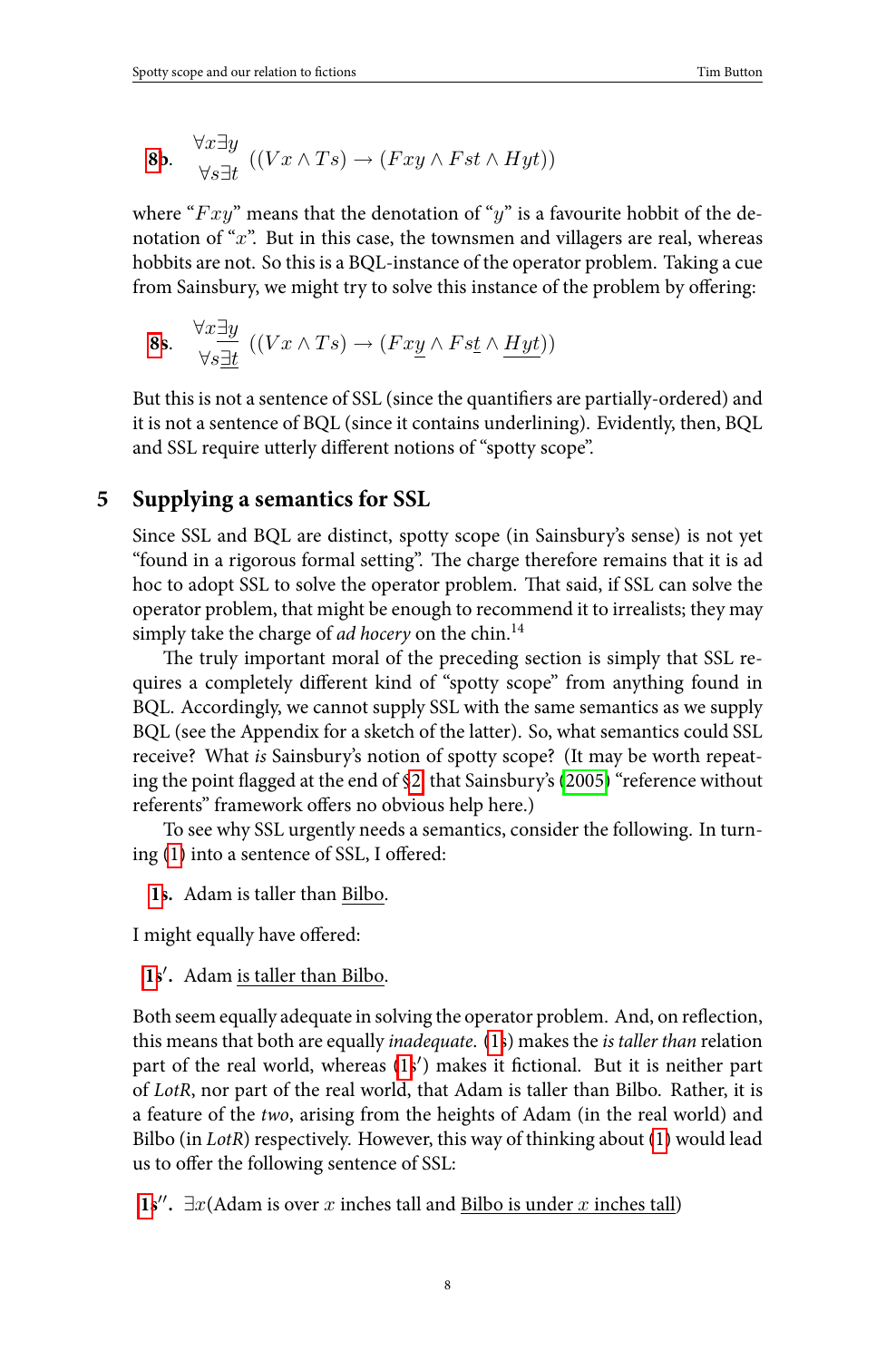**8b.** $\begin{matrix}\forall x \exists y \\ \forall s \exists t\end{matrix} \; ((Vx \wedge Ts) \rightarrow (Fxy \wedge Fst \wedge Hyt))$

where "$Fxy$" means that the denotation of "$y$" is a favourite hobbit of the denotation of "$x$". But in this case, the townsmen and villagers are real, whereas hobbits are not. So this is a BQL-instance of the operator problem. Taking a cue from Sainsbury, we might try to solve this instance of the problem by offering:

**8s.** $\begin{matrix}\forall x \underline{\exists y} \\ \forall s \underline{\exists t}\end{matrix} \; ((Vx \wedge Ts) \rightarrow (Fx\underline{y} \wedge Fs\underline{t} \wedge \underline{Hyt}))$

But this is not a sentence of SSL (since the quantifiers are partially-ordered) and it is not a sentence of BQL (since it contains underlining). Evidently, then, BQL and SSL require utterly different notions of "spotty scope".

## 5 Supplying a semantics for SSL

Since SSL and BQL are distinct, spotty scope (in Sainsbury's sense) is not yet "found in a rigorous formal setting". The charge therefore remains that it is ad hoc to adopt SSL to solve the operator problem. That said, if SSL can solve the operator problem, that might be enough to recommend it to irrealists; they may simply take the charge of *ad hocery* on the chin.[14]

The truly important moral of the preceding section is simply that SSL requires a completely different kind of "spotty scope" from anything found in BQL. Accordingly, we cannot supply SSL with the same semantics as we supply BQL (see the Appendix for a sketch of the latter). So, what semantics could SSL receive? What *is* Sainsbury's notion of spotty scope? (It may be worth repeating the point flagged at the end of §2 that Sainsbury's (2005) "reference without referents" framework offers no obvious help here.)

To see why SSL urgently needs a semantics, consider the following. In turning (1) into a sentence of SSL, I offered:

**1s.** Adam is taller than <u>Bilbo</u>.

I might equally have offered:

**1s′.** Adam <u>is taller than Bilbo</u>.

Both seem equally adequate in solving the operator problem. And, on reflection, this means that both are equally *inadequate*. (1s) makes the *is taller than* relation part of the real world, whereas (1s′) makes it fictional. But it is neither part of *LotR*, nor part of the real world, that Adam is taller than Bilbo. Rather, it is a feature of the *two*, arising from the heights of Adam (in the real world) and Bilbo (in *LotR*) respectively. However, this way of thinking about (1) would lead us to offer the following sentence of SSL:

**1s″.** $\exists x$(Adam is over $x$ inches tall and <u>Bilbo is under $x$ inches tall</u>)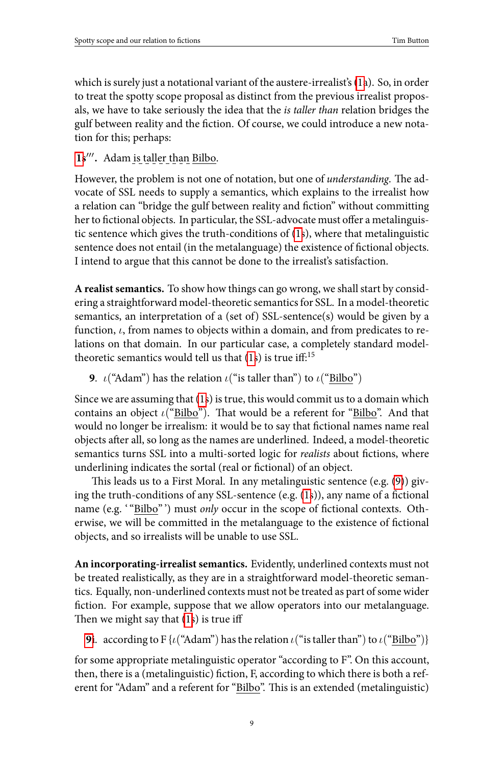which is surely just a notational variant of the austere-irrealist's (1a). So, in order to treat the spotty scope proposal as distinct from the previous irrealist proposals, we have to take seriously the idea that the *is taller than* relation bridges the gulf between reality and the fiction. Of course, we could introduce a new notation for this; perhaps:

**1s‴.** Adam i̲s̲ ̲t̲a̲l̲l̲e̲r̲ ̲t̲h̲a̲n̲ B̲i̲l̲b̲o̲.

However, the problem is not one of notation, but one of *understanding*. The advocate of SSL needs to supply a semantics, which explains to the irrealist how a relation can "bridge the gulf between reality and fiction" without committing her to fictional objects. In particular, the SSL-advocate must offer a metalinguistic sentence which gives the truth-conditions of (1s), where that metalinguistic sentence does not entail (in the metalanguage) the existence of fictional objects. I intend to argue that this cannot be done to the irrealist's satisfaction.

**A realist semantics.** To show how things can go wrong, we shall start by considering a straightforward model-theoretic semantics for SSL. In a model-theoretic semantics, an interpretation of a (set of) SSL-sentence(s) would be given by a function, $\iota$, from names to objects within a domain, and from predicates to relations on that domain. In our particular case, a completely standard model-theoretic semantics would tell us that (1s) is true iff:[15]

**9**. $\iota$("Adam") has the relation $\iota$("is taller than") to $\iota$("B̲i̲l̲b̲o̲")

Since we are assuming that (1s) is true, this would commit us to a domain which contains an object $\iota$("B̲i̲l̲b̲o̲"). That would be a referent for "B̲i̲l̲b̲o̲". And that would no longer be irrealism: it would be to say that fictional names name real objects after all, so long as the names are underlined. Indeed, a model-theoretic semantics turns SSL into a multi-sorted logic for *realists* about fictions, where underlining indicates the sortal (real or fictional) of an object.

This leads us to a First Moral. In any metalinguistic sentence (e.g. (9)) giving the truth-conditions of any SSL-sentence (e.g. (1s)), any name of a fictional name (e.g. '"B̲i̲l̲b̲o̲"') must *only* occur in the scope of fictional contexts. Otherwise, we will be committed in the metalanguage to the existence of fictional objects, and so irrealists will be unable to use SSL.

**An incorporating-irrealist semantics.** Evidently, underlined contexts must not be treated realistically, as they are in a straightforward model-theoretic semantics. Equally, non-underlined contexts must not be treated as part of some wider fiction. For example, suppose that we allow operators into our metalanguage. Then we might say that (1s) is true iff

**9i**. according to F {$\iota$("Adam") has the relation $\iota$("is taller than") to $\iota$("B̲i̲l̲b̲o̲")}

for some appropriate metalinguistic operator "according to F". On this account, then, there is a (metalinguistic) fiction, F, according to which there is both a referent for "Adam" and a referent for "B̲i̲l̲b̲o̲". This is an extended (metalinguistic)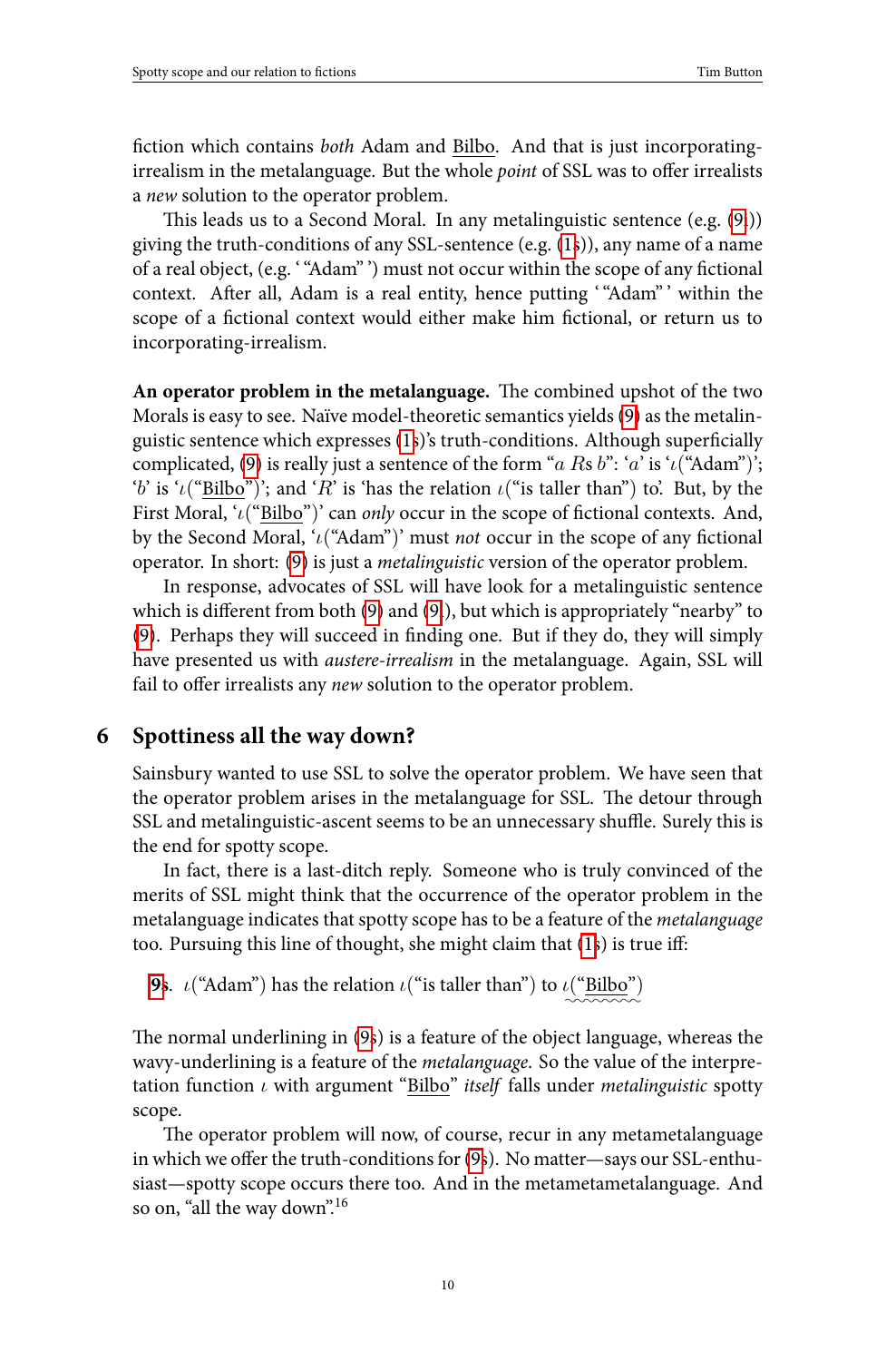fiction which contains *both* Adam and <u>Bilbo</u>. And that is just incorporating-irrealism in the metalanguage. But the whole *point* of SSL was to offer irrealists a *new* solution to the operator problem.

This leads us to a Second Moral. In any metalinguistic sentence (e.g. (9ᵢ)) giving the truth-conditions of any SSL-sentence (e.g. (1ₛ)), any name of a name of a real object, (e.g. ' "Adam" ') must not occur within the scope of any fictional context. After all, Adam is a real entity, hence putting ' "Adam" ' within the scope of a fictional context would either make him fictional, or return us to incorporating-irrealism.

**An operator problem in the metalanguage.** The combined upshot of the two Morals is easy to see. Naïve model-theoretic semantics yields (9) as the metalinguistic sentence which expresses (1ₛ)'s truth-conditions. Although superficially complicated, (9) is really just a sentence of the form "$a$ $R$s $b$": '$a$' is '$\iota$("Adam")'; '$b$' is '$\iota$("<u>Bilbo</u>")'; and '$R$' is 'has the relation $\iota$("is taller than") to'. But, by the First Moral, '$\iota$("<u>Bilbo</u>")' can *only* occur in the scope of fictional contexts. And, by the Second Moral, '$\iota$("Adam")' must *not* occur in the scope of any fictional operator. In short: (9) is just a *metalinguistic* version of the operator problem.

In response, advocates of SSL will have look for a metalinguistic sentence which is different from both (9) and (9ᵢ), but which is appropriately "nearby" to (9). Perhaps they will succeed in finding one. But if they do, they will simply have presented us with *austere-irrealism* in the metalanguage. Again, SSL will fail to offer irrealists any *new* solution to the operator problem.

## 6 Spottiness all the way down?

Sainsbury wanted to use SSL to solve the operator problem. We have seen that the operator problem arises in the metalanguage for SSL. The detour through SSL and metalinguistic-ascent seems to be an unnecessary shuffle. Surely this is the end for spotty scope.

In fact, there is a last-ditch reply. Someone who is truly convinced of the merits of SSL might think that the occurrence of the operator problem in the metalanguage indicates that spotty scope has to be a feature of the *metalanguage* too. Pursuing this line of thought, she might claim that (1ₛ) is true iff:

**9ₛ.** $\iota$("Adam") has the relation $\iota$("is taller than") to $\iota$("<u>Bilbo</u>") [wavy-underlined]

The normal underlining in (9ₛ) is a feature of the object language, whereas the wavy-underlining is a feature of the *metalanguage*. So the value of the interpretation function $\iota$ with argument "<u>Bilbo</u>" *itself* falls under *metalinguistic* spotty scope.

The operator problem will now, of course, recur in any metametalanguage in which we offer the truth-conditions for (9ₛ). No matter—says our SSL-enthusiast—spotty scope occurs there too. And in the metametametalanguage. And so on, "all the way down".[16]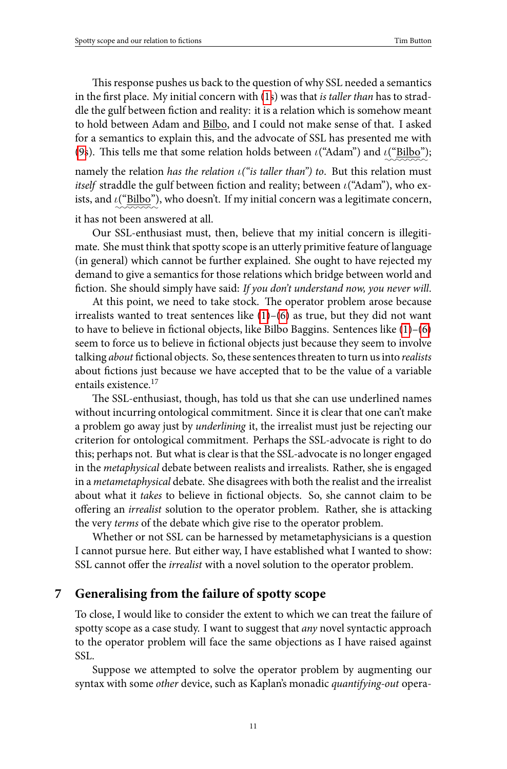This response pushes us back to the question of why SSL needed a semantics in the first place. My initial concern with (1s) was that *is taller than* has to straddle the gulf between fiction and reality: it is a relation which is somehow meant to hold between Adam and Bilbo, and I could not make sense of that. I asked for a semantics to explain this, and the advocate of SSL has presented me with (9s). This tells me that some relation holds between $\iota$("Adam") and $\iota$("Bilbo"); namely the relation *has the relation* $\iota$*("is taller than") to*. But this relation must *itself* straddle the gulf between fiction and reality; between $\iota$("Adam"), who exists, and $\iota$("Bilbo"), who doesn't. If my initial concern was a legitimate concern, it has not been answered at all.

Our SSL-enthusiast must, then, believe that my initial concern is illegitimate. She must think that spotty scope is an utterly primitive feature of language (in general) which cannot be further explained. She ought to have rejected my demand to give a semantics for those relations which bridge between world and fiction. She should simply have said: *If you don't understand now, you never will*.

At this point, we need to take stock. The operator problem arose because irrealists wanted to treat sentences like (1)–(6) as true, but they did not want to have to believe in fictional objects, like Bilbo Baggins. Sentences like (1)–(6) seem to force us to believe in fictional objects just because they seem to involve talking *about* fictional objects. So, these sentences threaten to turn us into *realists* about fictions just because we have accepted that to be the value of a variable entails existence.[17]

The SSL-enthusiast, though, has told us that she can use underlined names without incurring ontological commitment. Since it is clear that one can't make a problem go away just by *underlining* it, the irrealist must just be rejecting our criterion for ontological commitment. Perhaps the SSL-advocate is right to do this; perhaps not. But what is clear is that the SSL-advocate is no longer engaged in the *metaphysical* debate between realists and irrealists. Rather, she is engaged in a *metametaphysical* debate. She disagrees with both the realist and the irrealist about what it *takes* to believe in fictional objects. So, she cannot claim to be offering an *irrealist* solution to the operator problem. Rather, she is attacking the very *terms* of the debate which give rise to the operator problem.

Whether or not SSL can be harnessed by metametaphysicians is a question I cannot pursue here. But either way, I have established what I wanted to show: SSL cannot offer the *irrealist* with a novel solution to the operator problem.

## 7 Generalising from the failure of spotty scope

To close, I would like to consider the extent to which we can treat the failure of spotty scope as a case study. I want to suggest that *any* novel syntactic approach to the operator problem will face the same objections as I have raised against SSL.

Suppose we attempted to solve the operator problem by augmenting our syntax with some *other* device, such as Kaplan's monadic *quantifying-out* opera-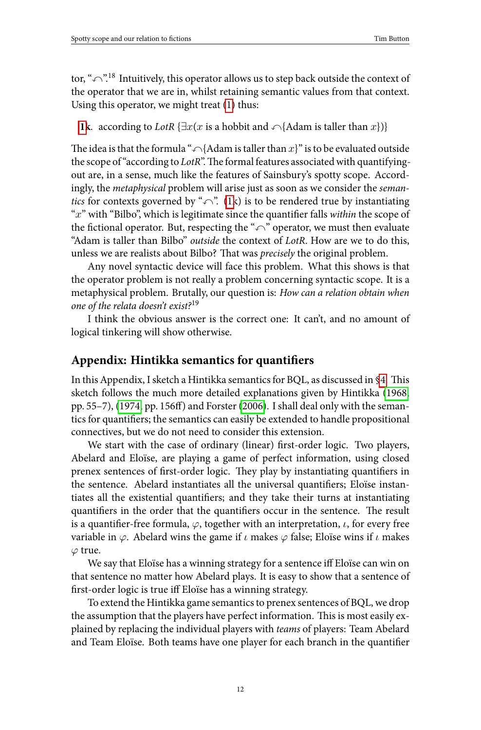tor, "↶".[18] Intuitively, this operator allows us to step back outside the context of the operator that we are in, whilst retaining semantic values from that context. Using this operator, we might treat (1) thus:

**1**k. according to *LotR* {$\exists x$($x$ is a hobbit and ↶{Adam is taller than $x$})}

The idea is that the formula "↶{Adam is taller than $x$}" is to be evaluated outside the scope of "according to *LotR*". The formal features associated with quantifying-out are, in a sense, much like the features of Sainsbury's spotty scope. Accordingly, the *metaphysical* problem will arise just as soon as we consider the *semantics* for contexts governed by "↶". (1k) is to be rendered true by instantiating "$x$" with "Bilbo", which is legitimate since the quantifier falls *within* the scope of the fictional operator. But, respecting the "↶" operator, we must then evaluate "Adam is taller than Bilbo" *outside* the context of *LotR*. How are we to do this, unless we are realists about Bilbo? That was *precisely* the original problem.

Any novel syntactic device will face this problem. What this shows is that the operator problem is not really a problem concerning syntactic scope. It is a metaphysical problem. Brutally, our question is: *How can a relation obtain when one of the relata doesn't exist?*[19]

I think the obvious answer is the correct one: It can't, and no amount of logical tinkering will show otherwise.

## Appendix: Hintikka semantics for quantifiers

In this Appendix, I sketch a Hintikka semantics for BQL, as discussed in §4. This sketch follows the much more detailed explanations given by Hintikka (1968, pp. 55–7), (1974, pp. 156ff) and Forster (2006). I shall deal only with the semantics for quantifiers; the semantics can easily be extended to handle propositional connectives, but we do not need to consider this extension.

We start with the case of ordinary (linear) first-order logic. Two players, Abelard and Eloïse, are playing a game of perfect information, using closed prenex sentences of first-order logic. They play by instantiating quantifiers in the sentence. Abelard instantiates all the universal quantifiers; Eloïse instantiates all the existential quantifiers; and they take their turns at instantiating quantifiers in the order that the quantifiers occur in the sentence. The result is a quantifier-free formula, $\varphi$, together with an interpretation, $\iota$, for every free variable in $\varphi$. Abelard wins the game if $\iota$ makes $\varphi$ false; Eloïse wins if $\iota$ makes $\varphi$ true.

We say that Eloïse has a winning strategy for a sentence iff Eloïse can win on that sentence no matter how Abelard plays. It is easy to show that a sentence of first-order logic is true iff Eloïse has a winning strategy.

To extend the Hintikka game semantics to prenex sentences of BQL, we drop the assumption that the players have perfect information. This is most easily explained by replacing the individual players with *teams* of players: Team Abelard and Team Eloïse. Both teams have one player for each branch in the quantifier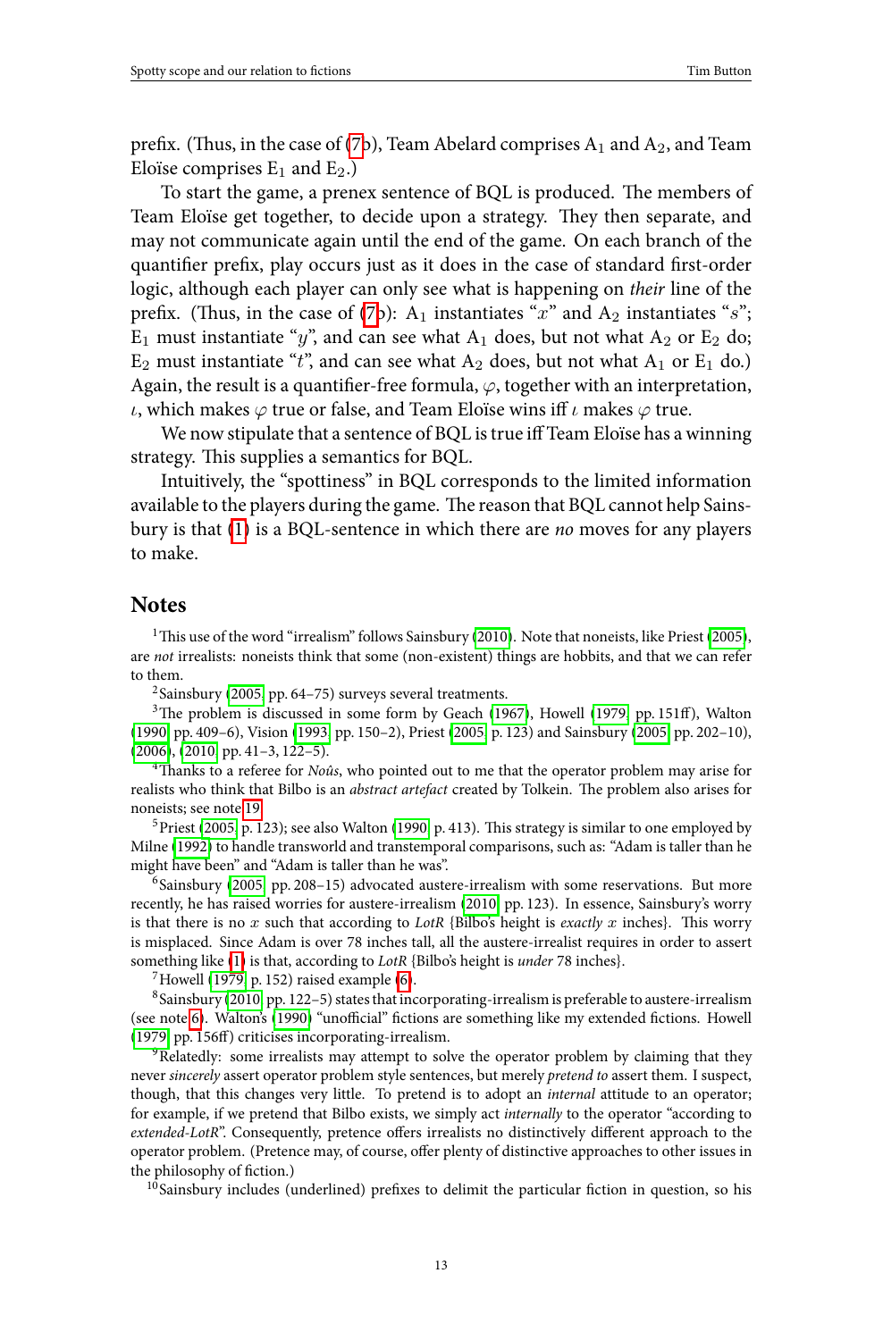prefix. (Thus, in the case of (7b), Team Abelard comprises $A_1$ and $A_2$, and Team Eloïse comprises $E_1$ and $E_2$.)

To start the game, a prenex sentence of BQL is produced. The members of Team Eloïse get together, to decide upon a strategy. They then separate, and may not communicate again until the end of the game. On each branch of the quantifier prefix, play occurs just as it does in the case of standard first-order logic, although each player can only see what is happening on *their* line of the prefix. (Thus, in the case of (7b): $A_1$ instantiates "$x$" and $A_2$ instantiates "$s$"; $E_1$ must instantiate "$y$", and can see what $A_1$ does, but not what $A_2$ or $E_2$ do; $E_2$ must instantiate "$t$", and can see what $A_2$ does, but not what $A_1$ or $E_1$ do.) Again, the result is a quantifier-free formula, $\varphi$, together with an interpretation, $\iota$, which makes $\varphi$ true or false, and Team Eloïse wins iff $\iota$ makes $\varphi$ true.

We now stipulate that a sentence of BQL is true iff Team Eloïse has a winning strategy. This supplies a semantics for BQL.

Intuitively, the "spottiness" in BQL corresponds to the limited information available to the players during the game. The reason that BQL cannot help Sainsbury is that (1) is a BQL-sentence in which there are *no* moves for any players to make.

## Notes

[1] This use of the word "irrealism" follows Sainsbury (2010). Note that noneists, like Priest (2005), are *not* irrealists: noneists think that some (non-existent) things are hobbits, and that we can refer to them.

[2] Sainsbury (2005, pp. 64–75) surveys several treatments.

[3] The problem is discussed in some form by Geach (1967), Howell (1979, pp. 151ff), Walton (1990, pp. 409–6), Vision (1993, pp. 150–2), Priest (2005, p. 123) and Sainsbury (2005, pp. 202–10), (2006), (2010, pp. 41–3, 122–5).

[4] Thanks to a referee for *Noûs*, who pointed out to me that the operator problem may arise for realists who think that Bilbo is an *abstract artefact* created by Tolkein. The problem also arises for noneists; see note 19.

[5] Priest (2005, p. 123); see also Walton (1990, p. 413). This strategy is similar to one employed by Milne (1992) to handle transworld and transtemporal comparisons, such as: "Adam is taller than he might have been" and "Adam is taller than he was".

[6] Sainsbury (2005, pp. 208–15) advocated austere-irrealism with some reservations. But more recently, he has raised worries for austere-irrealism (2010, pp. 123). In essence, Sainsbury's worry is that there is no $x$ such that according to *LotR* {Bilbo's height is *exactly* $x$ inches}. This worry is misplaced. Since Adam is over 78 inches tall, all the austere-irrealist requires in order to assert something like (1) is that, according to *LotR* {Bilbo's height is *under* 78 inches}.

[7] Howell (1979, p. 152) raised example (6).

[8] Sainsbury (2010, pp. 122–5) states that incorporating-irrealism is preferable to austere-irrealism (see note 6). Walton's (1990) "unofficial" fictions are something like my extended fictions. Howell (1979, pp. 156ff) criticises incorporating-irrealism.

[9] Relatedly: some irrealists may attempt to solve the operator problem by claiming that they never *sincerely* assert operator problem style sentences, but merely *pretend to* assert them. I suspect, though, that this changes very little. To pretend is to adopt an *internal* attitude to an operator; for example, if we pretend that Bilbo exists, we simply act *internally* to the operator "according to *extended-LotR*". Consequently, pretence offers irrealists no distinctively different approach to the operator problem. (Pretence may, of course, offer plenty of distinctive approaches to other issues in the philosophy of fiction.)

[10] Sainsbury includes (underlined) prefixes to delimit the particular fiction in question, so his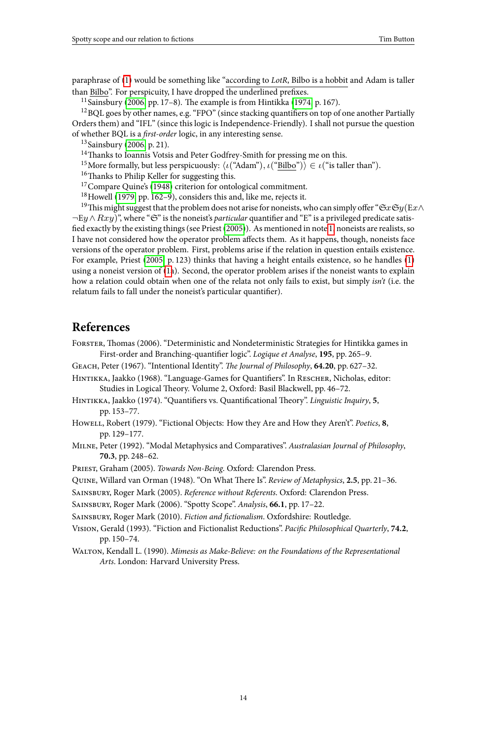paraphrase of (1) would be something like "according to *LotR*, Bilbo is a hobbit and Adam is taller than Bilbo". For perspicuity, I have dropped the underlined prefixes.

[11] Sainsbury (2006, pp. 17–8). The example is from Hintikka (1974, p. 167).

[12] BQL goes by other names, e.g. "FPO" (since stacking quantifiers on top of one another Partially Orders them) and "IFL" (since this logic is Independence-Friendly). I shall not pursue the question of whether BQL is a *first-order* logic, in any interesting sense.

[13] Sainsbury (2006, p. 21).

[14] Thanks to Ioannis Votsis and Peter Godfrey-Smith for pressing me on this.

[15] More formally, but less perspicuously: $\langle \iota(\text{"Adam"}), \iota(\text{"}\underline{\text{Bilbo}}\text{"})\rangle \in \iota(\text{"is taller than"})$.

[16] Thanks to Philip Keller for suggesting this.

[17] Compare Quine's (1948) criterion for ontological commitment.

[18] Howell (1979, pp. 162–9), considers this and, like me, rejects it.

[19] This might suggest that the problem does not arise for noneists, who can simply offer "$\mathfrak{S}x\mathfrak{S}y(\text{E}x \wedge \neg\text{E}y \wedge Rxy)$", where "$\mathfrak{S}$" is the noneist's *particular* quantifier and "E" is a privileged predicate satisfied exactly by the existing things (see Priest (2005)). As mentioned in note 1, noneists are realists, so I have not considered how the operator problem affects them. As it happens, though, noneists face versions of the operator problem. First, problems arise if the relation in question entails existence. For example, Priest (2005, p. 123) thinks that having a height entails existence, so he handles (1) using a noneist version of (1a). Second, the operator problem arises if the noneist wants to explain how a relation could obtain when one of the relata not only fails to exist, but simply *isn't* (i.e. the relatum fails to fall under the noneist's particular quantifier).

## References

Forster, Thomas (2006). "Deterministic and Nondeterministic Strategies for Hintikka games in First-order and Branching-quantifier logic". *Logique et Analyse*, **195**, pp. 265–9.

Geach, Peter (1967). "Intentional Identity". *The Journal of Philosophy*, **64.20**, pp. 627–32.

Hintikka, Jaakko (1968). "Language-Games for Quantifiers". In Rescher, Nicholas, editor: Studies in Logical Theory. Volume 2, Oxford: Basil Blackwell, pp. 46–72.

Hintikka, Jaakko (1974). "Quantifiers vs. Quantificational Theory". *Linguistic Inquiry*, **5**, pp. 153–77.

Howell, Robert (1979). "Fictional Objects: How they Are and How they Aren't". *Poetics*, **8**, pp. 129–177.

Milne, Peter (1992). "Modal Metaphysics and Comparatives". *Australasian Journal of Philosophy*, **70.3**, pp. 248–62.

Priest, Graham (2005). *Towards Non-Being*. Oxford: Clarendon Press.

Quine, Willard van Orman (1948). "On What There Is". *Review of Metaphysics*, **2.5**, pp. 21–36.

Sainsbury, Roger Mark (2005). *Reference without Referents*. Oxford: Clarendon Press.

Sainsbury, Roger Mark (2006). "Spotty Scope". *Analysis*, **66.1**, pp. 17–22.

Sainsbury, Roger Mark (2010). *Fiction and fictionalism*. Oxfordshire: Routledge.

Vision, Gerald (1993). "Fiction and Fictionalist Reductions". *Pacific Philosophical Quarterly*, **74.2**, pp. 150–74.

Walton, Kendall L. (1990). *Mimesis as Make-Believe: on the Foundations of the Representational Arts*. London: Harvard University Press.